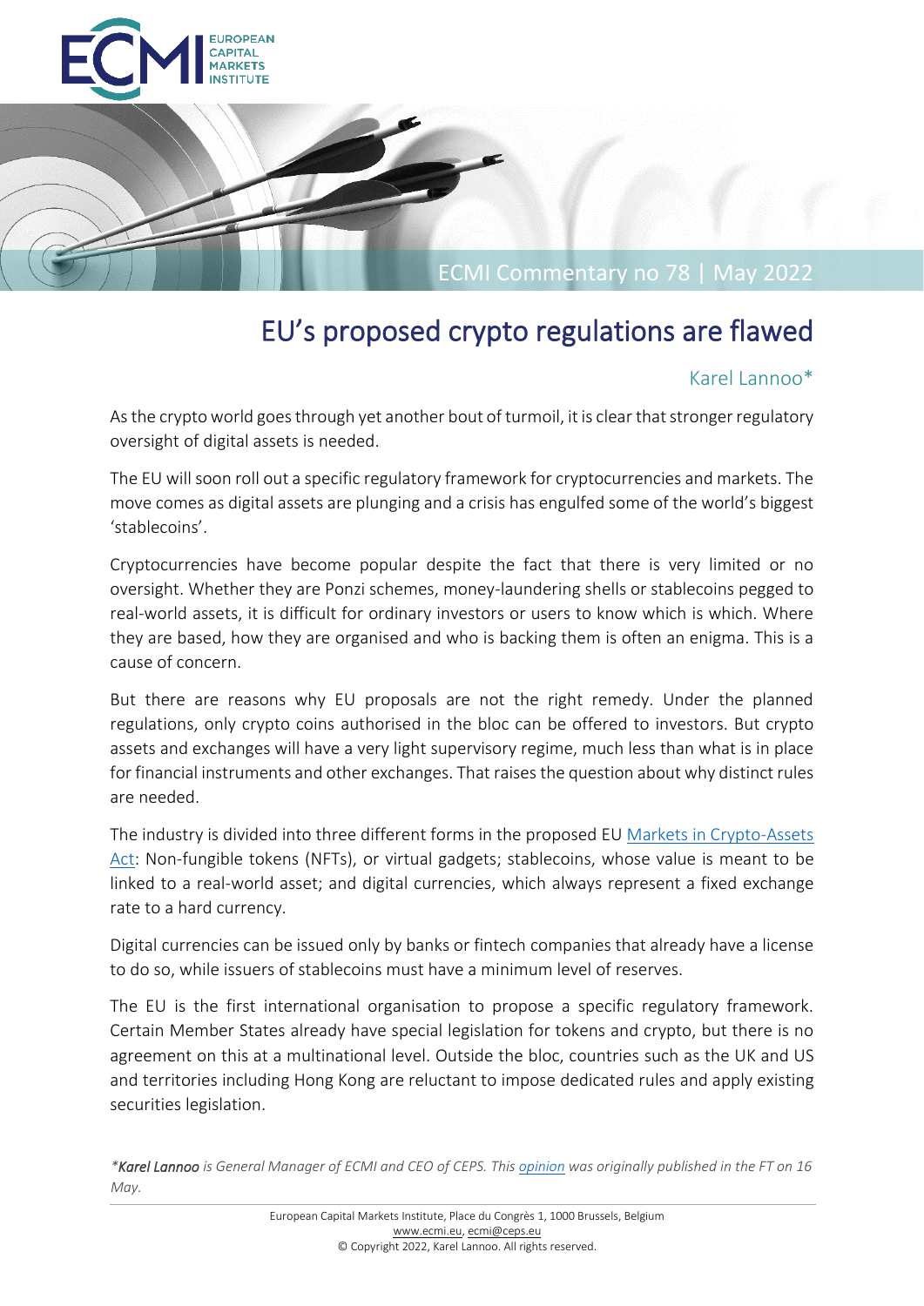ECMI Commentary no 78 | May 2022

# EU's proposed crypto regulations are flawed

Karel Lannoo*

As the crypto world goes through yet another bout of turmoil, it is clear that stronger regulatory oversight of digital assets is needed.

The EU will soon roll out a specific regulatory framework for cryptocurrencies and markets. The move comes as digital assets are plunging and a crisis has engulfed some of the world's biggest 'stablecoins'.

Cryptocurrencies have become popular despite the fact that there is very limited or no oversight. Whether they are Ponzi schemes, money-laundering shells or stablecoins pegged to real-world assets, it is difficult for ordinary investors or users to know which is which. Where they are based, how they are organised and who is backing them is often an enigma. This is a cause of concern.

But there are reasons why EU proposals are not the right remedy. Under the planned regulations, only crypto coins authorised in the bloc can be offered to investors. But crypto assets and exchanges will have a very light supervisory regime, much less than what is in place for financial instruments and other exchanges. That raises the question about why distinct rules are needed.

The industry is divided into three different forms in the proposed EU Markets in Crypto-Assets Act: Non-fungible tokens (NFTs), or virtual gadgets; stablecoins, whose value is meant to be linked to a real-world asset; and digital currencies, which always represent a fixed exchange rate to a hard currency.

Digital currencies can be issued only by banks or fintech companies that already have a license to do so, while issuers of stablecoins must have a minimum level of reserves.

The EU is the first international organisation to propose a specific regulatory framework. Certain Member States already have special legislation for tokens and crypto, but there is no agreement on this at a multinational level. Outside the bloc, countries such as the UK and US and territories including Hong Kong are reluctant to impose dedicated rules and apply existing securities legislation.

*\*Karel Lannoo is General Manager of ECMI and CEO of CEPS. This opinion was originally published in the FT on 16 May.*

European Capital Markets Institute, Place du Congrès 1, 1000 Brussels, Belgium
www.ecmi.eu, ecmi@ceps.eu
© Copyright 2022, Karel Lannoo. All rights reserved.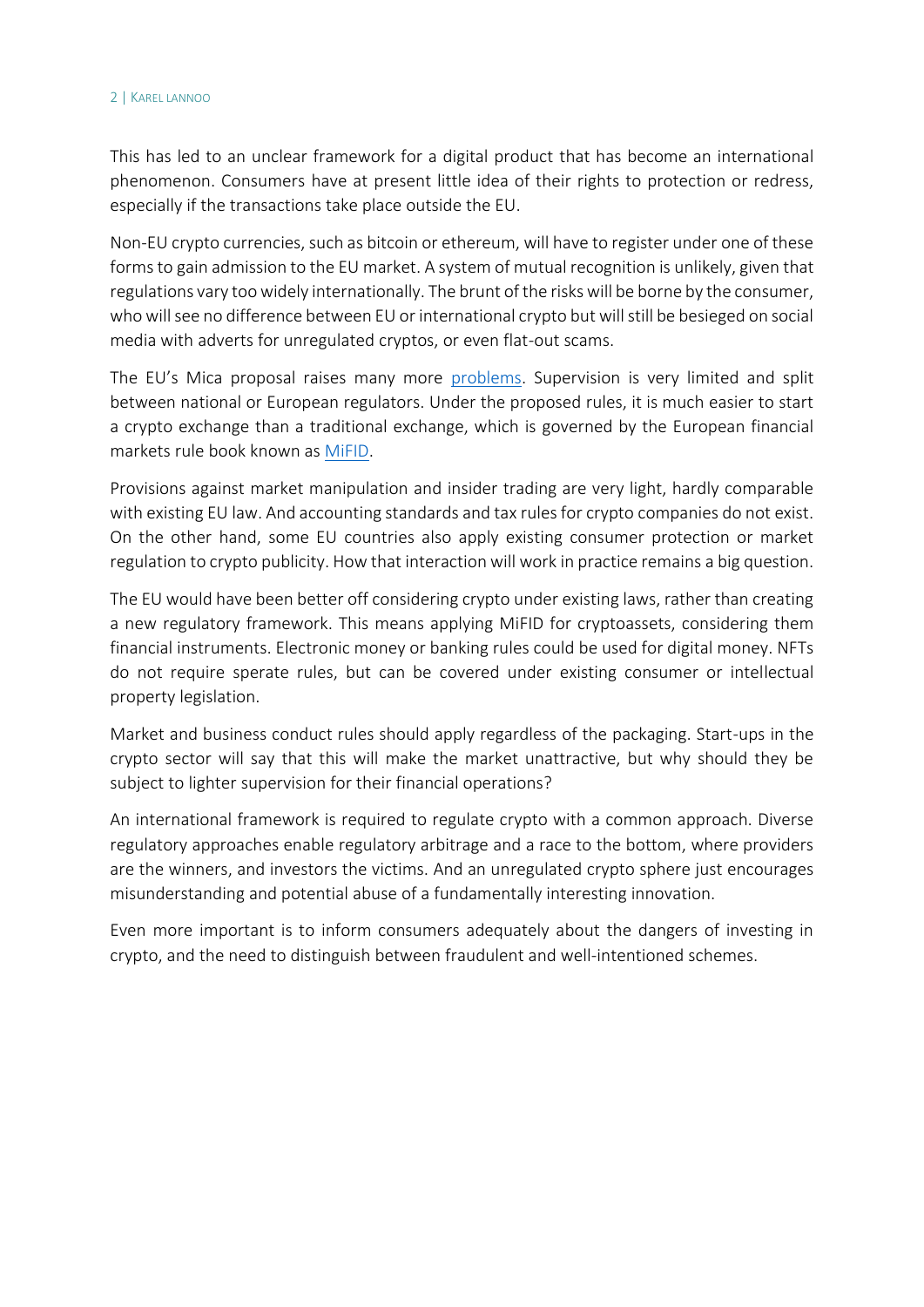This has led to an unclear framework for a digital product that has become an international phenomenon. Consumers have at present little idea of their rights to protection or redress, especially if the transactions take place outside the EU.

Non-EU crypto currencies, such as bitcoin or ethereum, will have to register under one of these forms to gain admission to the EU market. A system of mutual recognition is unlikely, given that regulations vary too widely internationally. The brunt of the risks will be borne by the consumer, who will see no difference between EU or international crypto but will still be besieged on social media with adverts for unregulated cryptos, or even flat-out scams.

The EU's Mica proposal raises many more problems. Supervision is very limited and split between national or European regulators. Under the proposed rules, it is much easier to start a crypto exchange than a traditional exchange, which is governed by the European financial markets rule book known as MiFID.

Provisions against market manipulation and insider trading are very light, hardly comparable with existing EU law. And accounting standards and tax rules for crypto companies do not exist. On the other hand, some EU countries also apply existing consumer protection or market regulation to crypto publicity. How that interaction will work in practice remains a big question.

The EU would have been better off considering crypto under existing laws, rather than creating a new regulatory framework. This means applying MiFID for cryptoassets, considering them financial instruments. Electronic money or banking rules could be used for digital money. NFTs do not require sperate rules, but can be covered under existing consumer or intellectual property legislation.

Market and business conduct rules should apply regardless of the packaging. Start-ups in the crypto sector will say that this will make the market unattractive, but why should they be subject to lighter supervision for their financial operations?

An international framework is required to regulate crypto with a common approach. Diverse regulatory approaches enable regulatory arbitrage and a race to the bottom, where providers are the winners, and investors the victims. And an unregulated crypto sphere just encourages misunderstanding and potential abuse of a fundamentally interesting innovation.

Even more important is to inform consumers adequately about the dangers of investing in crypto, and the need to distinguish between fraudulent and well-intentioned schemes.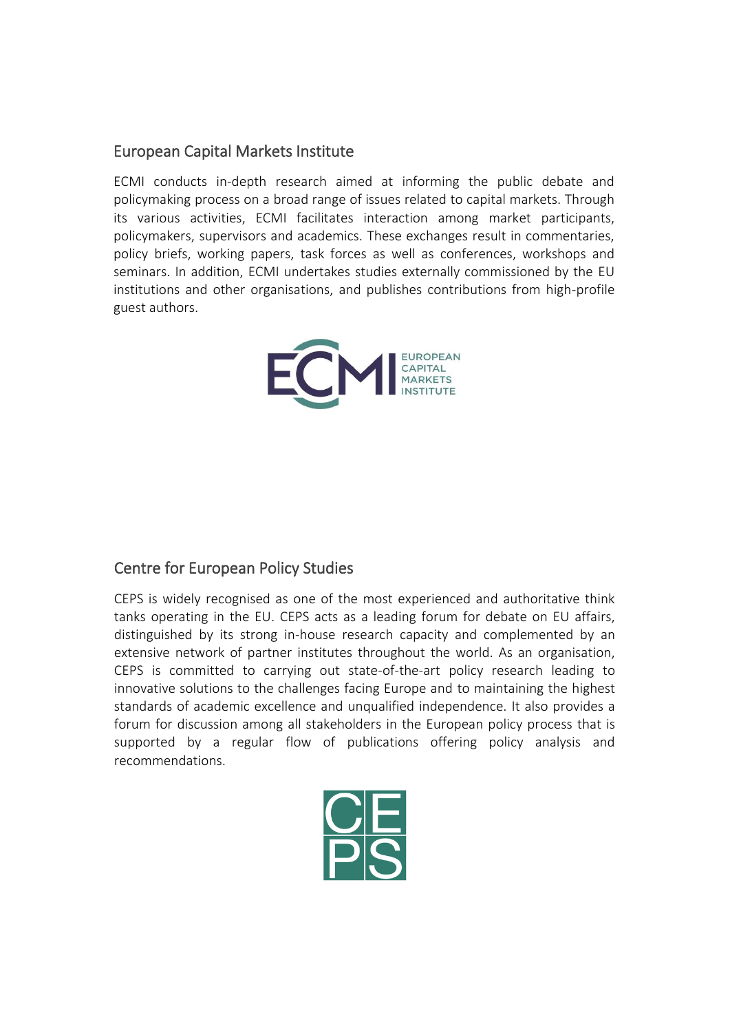## European Capital Markets Institute

ECMI conducts in-depth research aimed at informing the public debate and policymaking process on a broad range of issues related to capital markets. Through its various activities, ECMI facilitates interaction among market participants, policymakers, supervisors and academics. These exchanges result in commentaries, policy briefs, working papers, task forces as well as conferences, workshops and seminars. In addition, ECMI undertakes studies externally commissioned by the EU institutions and other organisations, and publishes contributions from high-profile guest authors.

## Centre for European Policy Studies

CEPS is widely recognised as one of the most experienced and authoritative think tanks operating in the EU. CEPS acts as a leading forum for debate on EU affairs, distinguished by its strong in-house research capacity and complemented by an extensive network of partner institutes throughout the world. As an organisation, CEPS is committed to carrying out state-of-the-art policy research leading to innovative solutions to the challenges facing Europe and to maintaining the highest standards of academic excellence and unqualified independence. It also provides a forum for discussion among all stakeholders in the European policy process that is supported by a regular flow of publications offering policy analysis and recommendations.